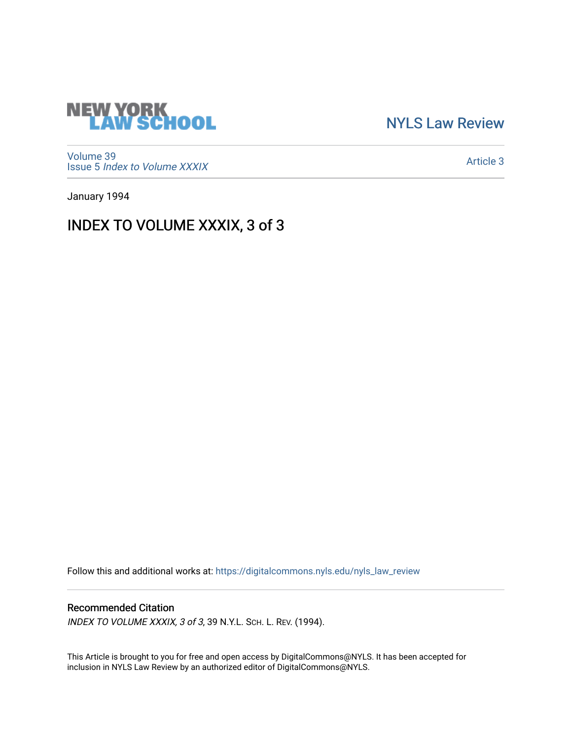NEW YORK LAW SCHOOL

NYLS Law Review

Volume 39
Issue 5 *Index to Volume XXXIX*

Article 3

January 1994

# INDEX TO VOLUME XXXIX, 3 of 3

Follow this and additional works at: https://digitalcommons.nyls.edu/nyls_law_review

## Recommended Citation

*INDEX TO VOLUME XXXIX, 3 of 3*, 39 N.Y.L. SCH. L. REV. (1994).

This Article is brought to you for free and open access by DigitalCommons@NYLS. It has been accepted for inclusion in NYLS Law Review by an authorized editor of DigitalCommons@NYLS.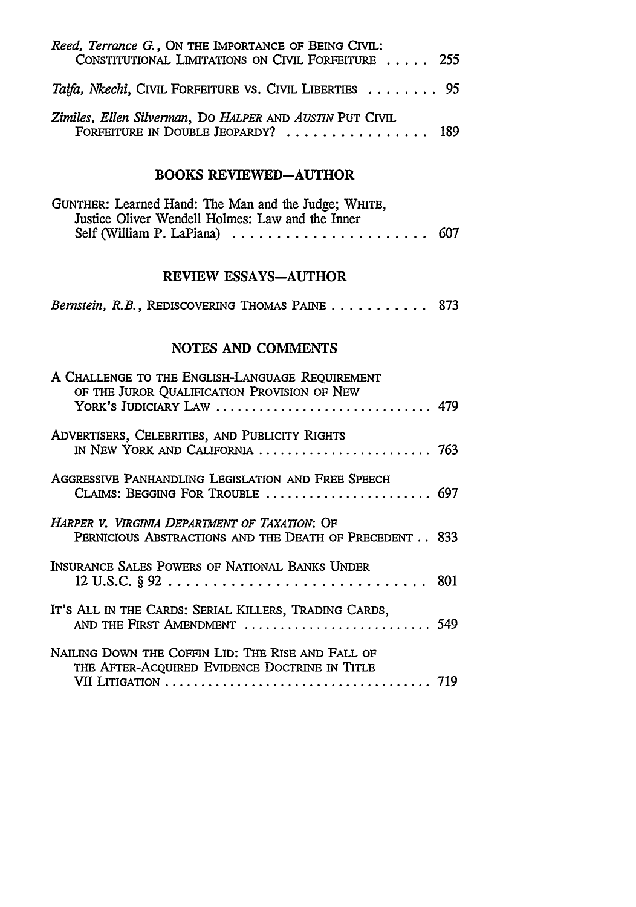*Reed, Terrance G.*, ON THE IMPORTANCE OF BEING CIVIL: CONSTITUTIONAL LIMITATIONS ON CIVIL FORFEITURE ..... 255

*Taifa, Nkechi*, CIVIL FORFEITURE VS. CIVIL LIBERTIES ........ 95

*Zimiles, Ellen Silverman*, DO *HALPER* AND *AUSTIN* PUT CIVIL FORFEITURE IN DOUBLE JEOPARDY? ................ 189

## BOOKS REVIEWED—AUTHOR

GUNTHER: Learned Hand: The Man and the Judge; WHITE, Justice Oliver Wendell Holmes: Law and the Inner Self (William P. LaPiana) ...................... 607

## REVIEW ESSAYS—AUTHOR

*Bernstein, R.B.*, REDISCOVERING THOMAS PAINE ........... 873

## NOTES AND COMMENTS

A CHALLENGE TO THE ENGLISH-LANGUAGE REQUIREMENT OF THE JUROR QUALIFICATION PROVISION OF NEW YORK'S JUDICIARY LAW ............................. 479

ADVERTISERS, CELEBRITIES, AND PUBLICITY RIGHTS IN NEW YORK AND CALIFORNIA ....................... 763

AGGRESSIVE PANHANDLING LEGISLATION AND FREE SPEECH CLAIMS: BEGGING FOR TROUBLE ...................... 697

*HARPER V. VIRGINIA DEPARTMENT OF TAXATION*: OF PERNICIOUS ABSTRACTIONS AND THE DEATH OF PRECEDENT .. 833

INSURANCE SALES POWERS OF NATIONAL BANKS UNDER 12 U.S.C. § 92 ............................. 801

IT'S ALL IN THE CARDS: SERIAL KILLERS, TRADING CARDS, AND THE FIRST AMENDMENT ......................... 549

NAILING DOWN THE COFFIN LID: THE RISE AND FALL OF THE AFTER-ACQUIRED EVIDENCE DOCTRINE IN TITLE VII LITIGATION .................................... 719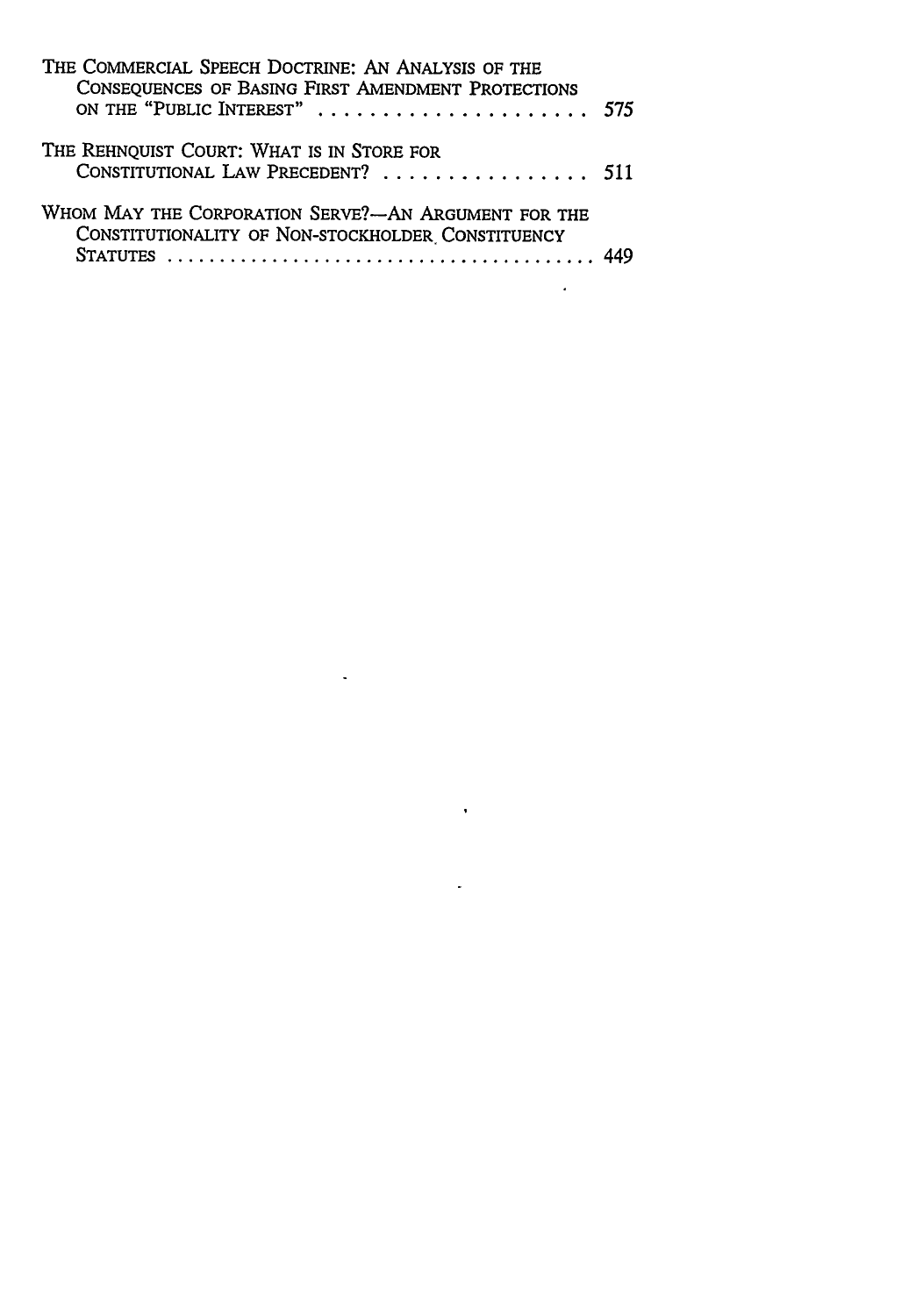THE COMMERCIAL SPEECH DOCTRINE: AN ANALYSIS OF THE CONSEQUENCES OF BASING FIRST AMENDMENT PROTECTIONS ON THE "PUBLIC INTEREST" . . . . . . . . . . . . . . . . . . . . . 575

THE REHNQUIST COURT: WHAT IS IN STORE FOR CONSTITUTIONAL LAW PRECEDENT? . . . . . . . . . . . . . . . . 511

WHOM MAY THE CORPORATION SERVE?—AN ARGUMENT FOR THE CONSTITUTIONALITY OF NON-STOCKHOLDER CONSTITUENCY STATUTES . . . . . . . . . . . . . . . . . . . . . . . . . . . . . . . . . . . . . . . 449